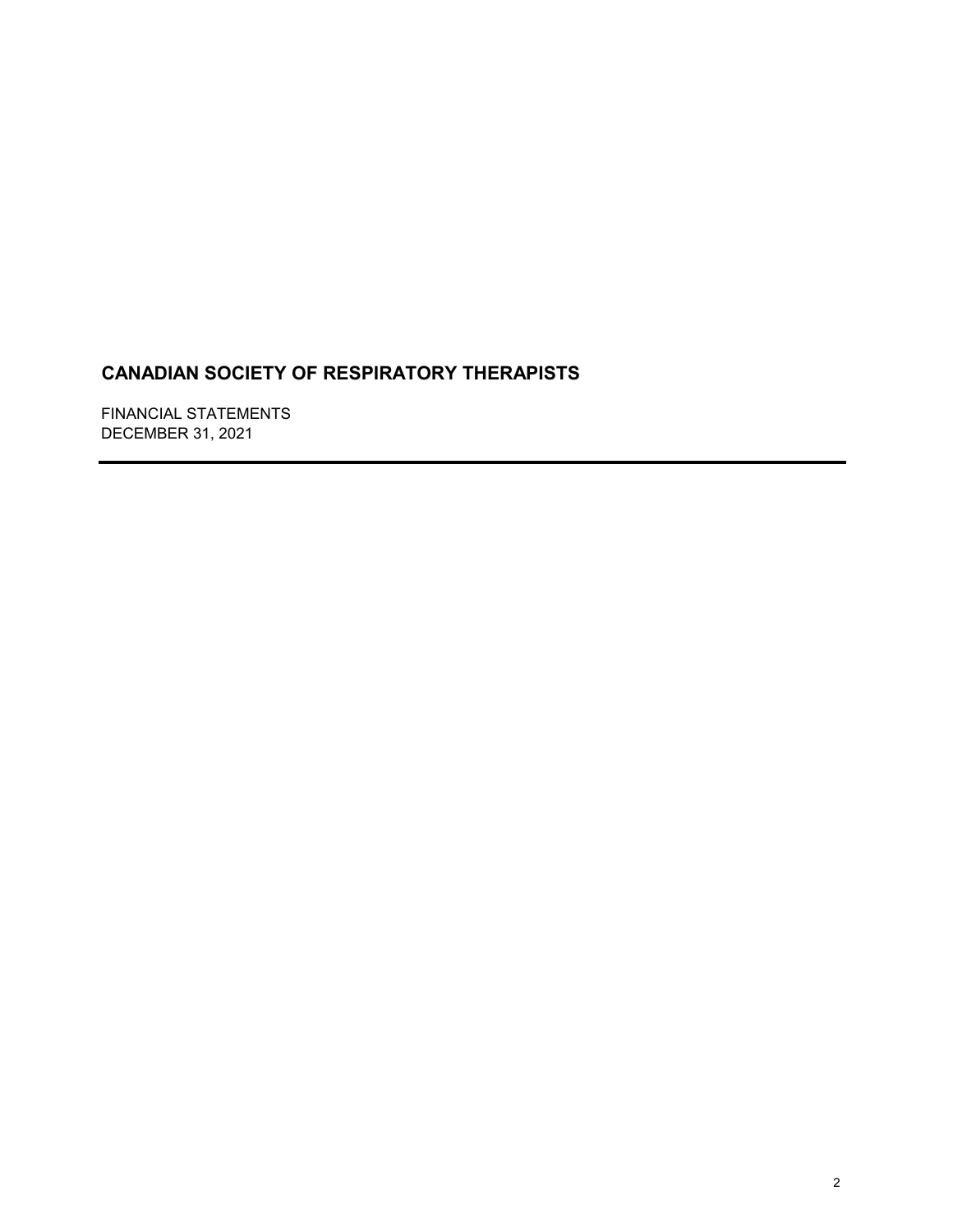# CANADIAN SOCIETY OF RESPIRATORY THERAPISTS

FINANCIAL STATEMENTS
DECEMBER 31, 2021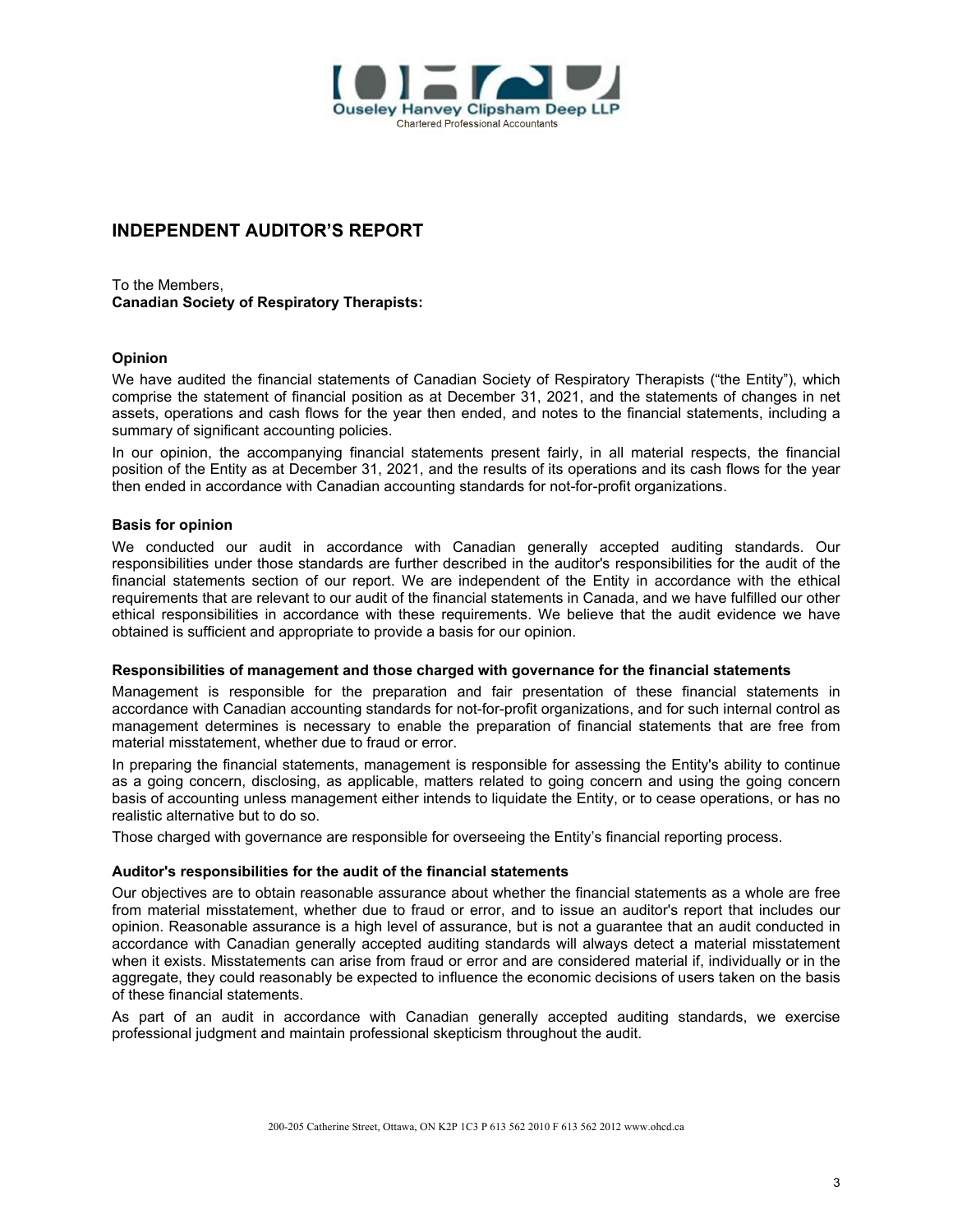Ouseley Hanvey Clipsham Deep LLP
Chartered Professional Accountants

# INDEPENDENT AUDITOR'S REPORT

To the Members,
**Canadian Society of Respiratory Therapists:**

### Opinion

We have audited the financial statements of Canadian Society of Respiratory Therapists ("the Entity"), which comprise the statement of financial position as at December 31, 2021, and the statements of changes in net assets, operations and cash flows for the year then ended, and notes to the financial statements, including a summary of significant accounting policies.

In our opinion, the accompanying financial statements present fairly, in all material respects, the financial position of the Entity as at December 31, 2021, and the results of its operations and its cash flows for the year then ended in accordance with Canadian accounting standards for not-for-profit organizations.

### Basis for opinion

We conducted our audit in accordance with Canadian generally accepted auditing standards. Our responsibilities under those standards are further described in the auditor's responsibilities for the audit of the financial statements section of our report. We are independent of the Entity in accordance with the ethical requirements that are relevant to our audit of the financial statements in Canada, and we have fulfilled our other ethical responsibilities in accordance with these requirements. We believe that the audit evidence we have obtained is sufficient and appropriate to provide a basis for our opinion.

### Responsibilities of management and those charged with governance for the financial statements

Management is responsible for the preparation and fair presentation of these financial statements in accordance with Canadian accounting standards for not-for-profit organizations, and for such internal control as management determines is necessary to enable the preparation of financial statements that are free from material misstatement, whether due to fraud or error.

In preparing the financial statements, management is responsible for assessing the Entity's ability to continue as a going concern, disclosing, as applicable, matters related to going concern and using the going concern basis of accounting unless management either intends to liquidate the Entity, or to cease operations, or has no realistic alternative but to do so.

Those charged with governance are responsible for overseeing the Entity's financial reporting process.

### Auditor's responsibilities for the audit of the financial statements

Our objectives are to obtain reasonable assurance about whether the financial statements as a whole are free from material misstatement, whether due to fraud or error, and to issue an auditor's report that includes our opinion. Reasonable assurance is a high level of assurance, but is not a guarantee that an audit conducted in accordance with Canadian generally accepted auditing standards will always detect a material misstatement when it exists. Misstatements can arise from fraud or error and are considered material if, individually or in the aggregate, they could reasonably be expected to influence the economic decisions of users taken on the basis of these financial statements.

As part of an audit in accordance with Canadian generally accepted auditing standards, we exercise professional judgment and maintain professional skepticism throughout the audit.

200-205 Catherine Street, Ottawa, ON K2P 1C3 P 613 562 2010 F 613 562 2012 www.ohcd.ca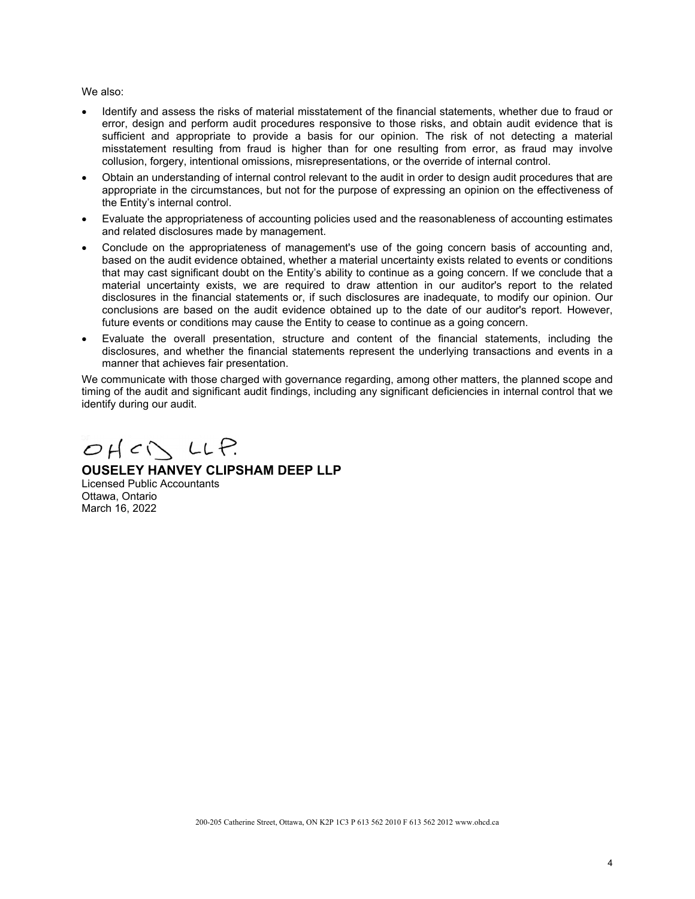We also:

- Identify and assess the risks of material misstatement of the financial statements, whether due to fraud or error, design and perform audit procedures responsive to those risks, and obtain audit evidence that is sufficient and appropriate to provide a basis for our opinion. The risk of not detecting a material misstatement resulting from fraud is higher than for one resulting from error, as fraud may involve collusion, forgery, intentional omissions, misrepresentations, or the override of internal control.
- Obtain an understanding of internal control relevant to the audit in order to design audit procedures that are appropriate in the circumstances, but not for the purpose of expressing an opinion on the effectiveness of the Entity's internal control.
- Evaluate the appropriateness of accounting policies used and the reasonableness of accounting estimates and related disclosures made by management.
- Conclude on the appropriateness of management's use of the going concern basis of accounting and, based on the audit evidence obtained, whether a material uncertainty exists related to events or conditions that may cast significant doubt on the Entity's ability to continue as a going concern. If we conclude that a material uncertainty exists, we are required to draw attention in our auditor's report to the related disclosures in the financial statements or, if such disclosures are inadequate, to modify our opinion. Our conclusions are based on the audit evidence obtained up to the date of our auditor's report. However, future events or conditions may cause the Entity to cease to continue as a going concern.
- Evaluate the overall presentation, structure and content of the financial statements, including the disclosures, and whether the financial statements represent the underlying transactions and events in a manner that achieves fair presentation.

We communicate with those charged with governance regarding, among other matters, the planned scope and timing of the audit and significant audit findings, including any significant deficiencies in internal control that we identify during our audit.

OHCD LLP.

**OUSELEY HANVEY CLIPSHAM DEEP LLP**
Licensed Public Accountants
Ottawa, Ontario
March 16, 2022

200-205 Catherine Street, Ottawa, ON K2P 1C3 P 613 562 2010 F 613 562 2012 www.ohcd.ca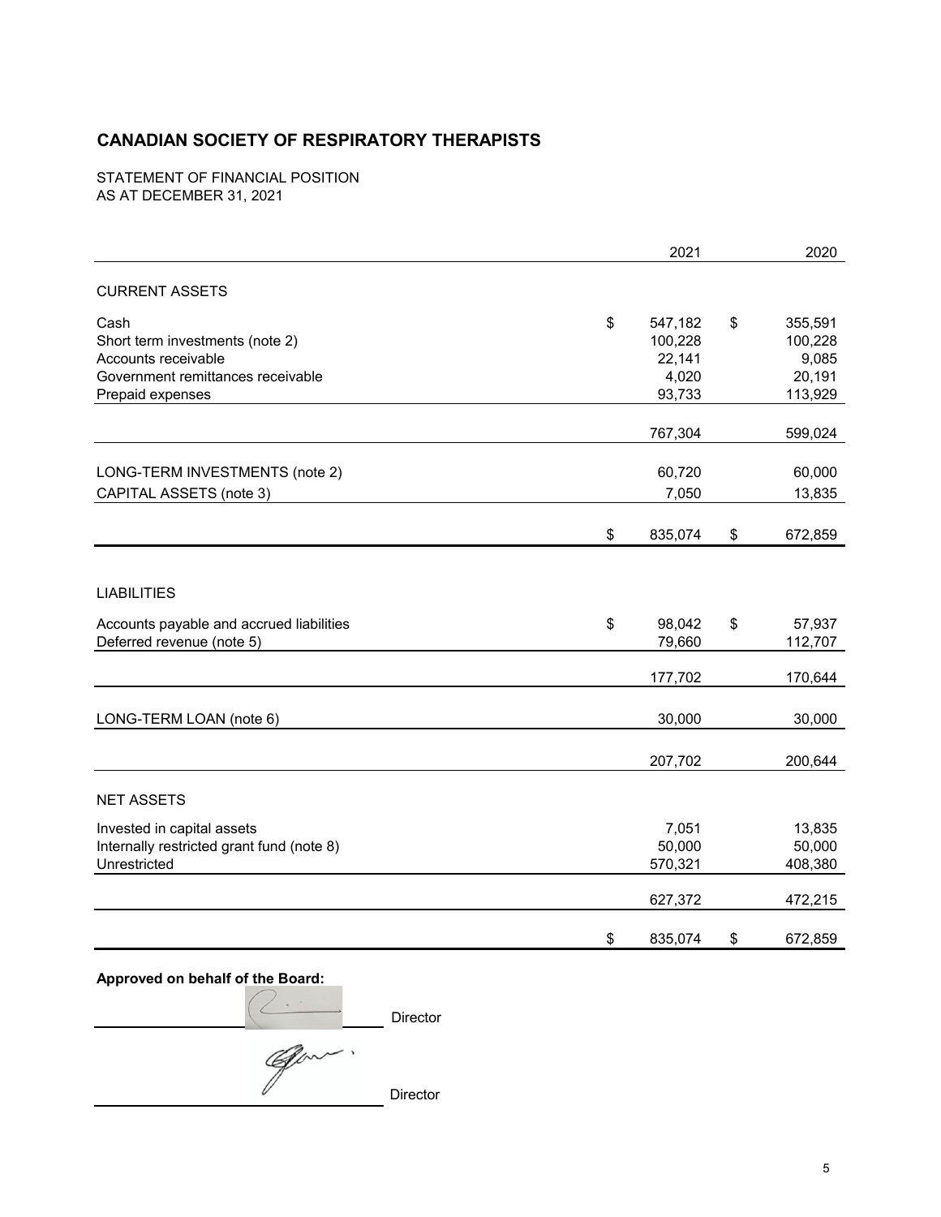# CANADIAN SOCIETY OF RESPIRATORY THERAPISTS

STATEMENT OF FINANCIAL POSITION
AS AT DECEMBER 31, 2021

| | 2021 | 2020 |
|---|---|---|
| **CURRENT ASSETS** | | |
| Cash | $ 547,182 | $ 355,591 |
| Short term investments (note 2) | 100,228 | 100,228 |
| Accounts receivable | 22,141 | 9,085 |
| Government remittances receivable | 4,020 | 20,191 |
| Prepaid expenses | 93,733 | 113,929 |
| | 767,304 | 599,024 |
| LONG-TERM INVESTMENTS (note 2) | 60,720 | 60,000 |
| CAPITAL ASSETS (note 3) | 7,050 | 13,835 |
| | $ 835,074 | $ 672,859 |
| **LIABILITIES** | | |
| Accounts payable and accrued liabilities | $ 98,042 | $ 57,937 |
| Deferred revenue (note 5) | 79,660 | 112,707 |
| | 177,702 | 170,644 |
| LONG-TERM LOAN (note 6) | 30,000 | 30,000 |
| | 207,702 | 200,644 |
| **NET ASSETS** | | |
| Invested in capital assets | 7,051 | 13,835 |
| Internally restricted grant fund (note 8) | 50,000 | 50,000 |
| Unrestricted | 570,321 | 408,380 |
| | 627,372 | 472,215 |
| | $ 835,074 | $ 672,859 |

**Approved on behalf of the Board:**

_________________________ Director

_________________________ Director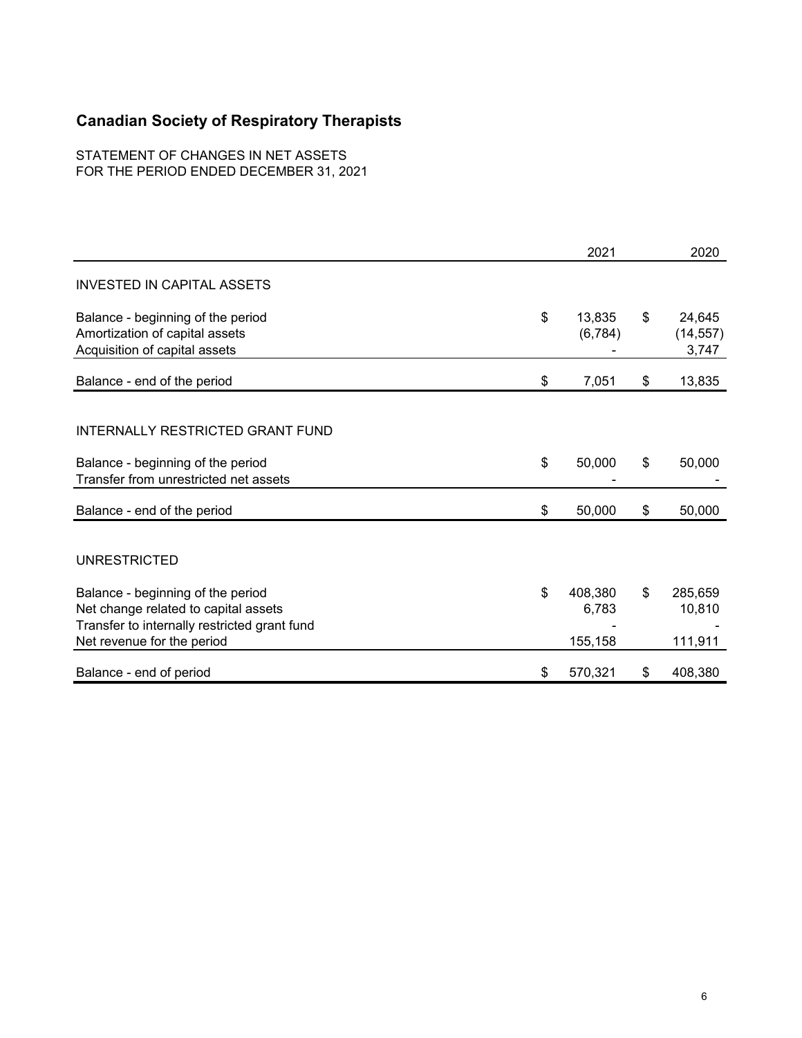# Canadian Society of Respiratory Therapists

STATEMENT OF CHANGES IN NET ASSETS
FOR THE PERIOD ENDED DECEMBER 31, 2021

| | 2021 | 2020 |
|---|---|---|
| **INVESTED IN CAPITAL ASSETS** | | |
| Balance - beginning of the period | $ 13,835 | $ 24,645 |
| Amortization of capital assets | (6,784) | (14,557) |
| Acquisition of capital assets | - | 3,747 |
| Balance - end of the period | $ 7,051 | $ 13,835 |
| **INTERNALLY RESTRICTED GRANT FUND** | | |
| Balance - beginning of the period | $ 50,000 | $ 50,000 |
| Transfer from unrestricted net assets | - | - |
| Balance - end of the period | $ 50,000 | $ 50,000 |
| **UNRESTRICTED** | | |
| Balance - beginning of the period | $ 408,380 | $ 285,659 |
| Net change related to capital assets | 6,783 | 10,810 |
| Transfer to internally restricted grant fund | - | - |
| Net revenue for the period | 155,158 | 111,911 |
| Balance - end of period | $ 570,321 | $ 408,380 |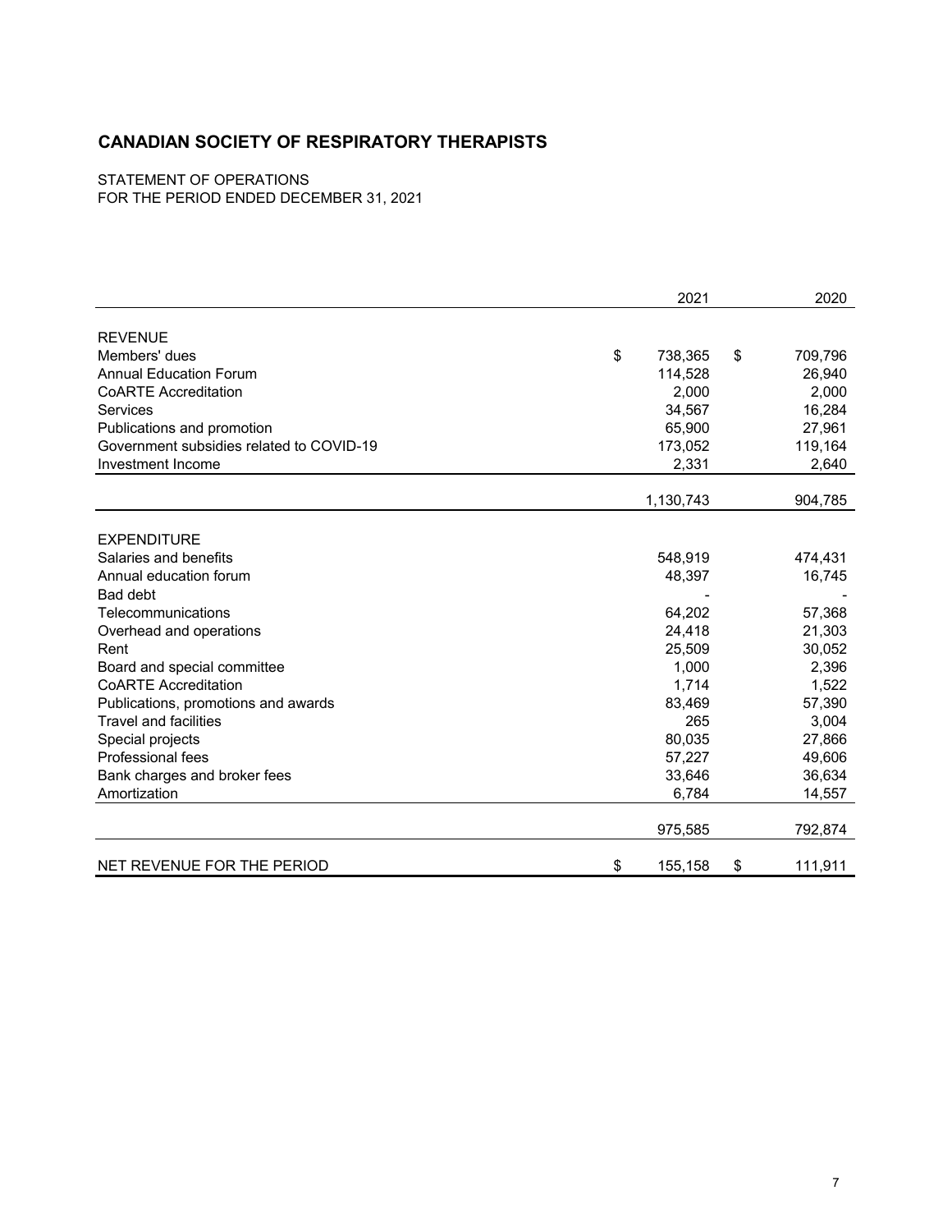# CANADIAN SOCIETY OF RESPIRATORY THERAPISTS

STATEMENT OF OPERATIONS
FOR THE PERIOD ENDED DECEMBER 31, 2021

| | 2021 | 2020 |
|---|---|---|
| **REVENUE** | | |
| Members' dues | $ 738,365 | $ 709,796 |
| Annual Education Forum | 114,528 | 26,940 |
| CoARTE Accreditation | 2,000 | 2,000 |
| Services | 34,567 | 16,284 |
| Publications and promotion | 65,900 | 27,961 |
| Government subsidies related to COVID-19 | 173,052 | 119,164 |
| Investment Income | 2,331 | 2,640 |
| | 1,130,743 | 904,785 |
| **EXPENDITURE** | | |
| Salaries and benefits | 548,919 | 474,431 |
| Annual education forum | 48,397 | 16,745 |
| Bad debt | - | - |
| Telecommunications | 64,202 | 57,368 |
| Overhead and operations | 24,418 | 21,303 |
| Rent | 25,509 | 30,052 |
| Board and special committee | 1,000 | 2,396 |
| CoARTE Accreditation | 1,714 | 1,522 |
| Publications, promotions and awards | 83,469 | 57,390 |
| Travel and facilities | 265 | 3,004 |
| Special projects | 80,035 | 27,866 |
| Professional fees | 57,227 | 49,606 |
| Bank charges and broker fees | 33,646 | 36,634 |
| Amortization | 6,784 | 14,557 |
| | 975,585 | 792,874 |
| NET REVENUE FOR THE PERIOD | $ 155,158 | $ 111,911 |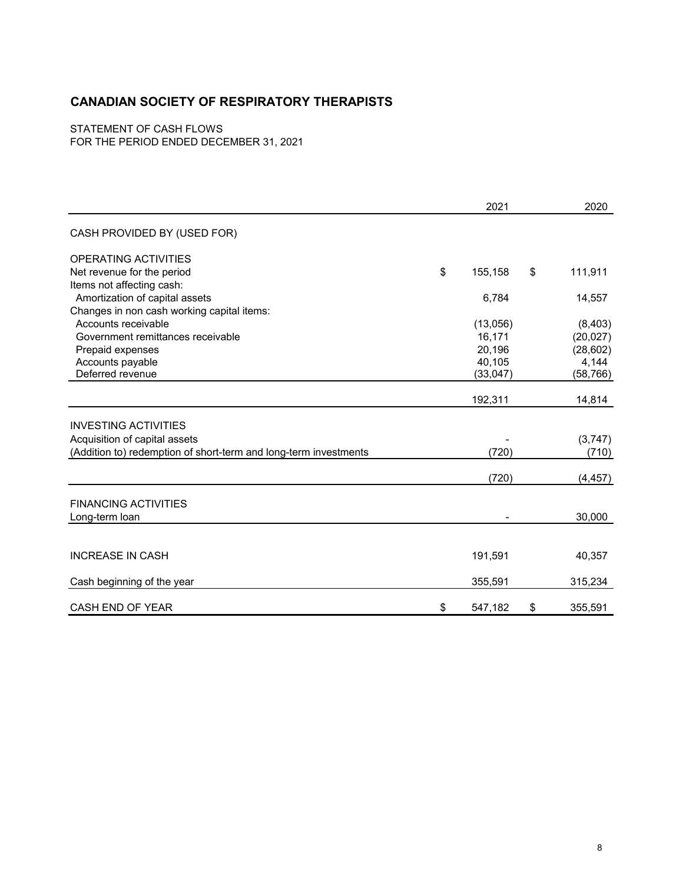## CANADIAN SOCIETY OF RESPIRATORY THERAPISTS

STATEMENT OF CASH FLOWS
FOR THE PERIOD ENDED DECEMBER 31, 2021

| | 2021 | 2020 |
|---|---|---|
| CASH PROVIDED BY (USED FOR) | | |
| OPERATING ACTIVITIES | | |
| Net revenue for the period | $ 155,158 | $ 111,911 |
| Items not affecting cash: | | |
| Amortization of capital assets | 6,784 | 14,557 |
| Changes in non cash working capital items: | | |
| Accounts receivable | (13,056) | (8,403) |
| Government remittances receivable | 16,171 | (20,027) |
| Prepaid expenses | 20,196 | (28,602) |
| Accounts payable | 40,105 | 4,144 |
| Deferred revenue | (33,047) | (58,766) |
| | 192,311 | 14,814 |
| INVESTING ACTIVITIES | | |
| Acquisition of capital assets | - | (3,747) |
| (Addition to) redemption of short-term and long-term investments | (720) | (710) |
| | (720) | (4,457) |
| FINANCING ACTIVITIES | | |
| Long-term loan | - | 30,000 |
| INCREASE IN CASH | 191,591 | 40,357 |
| Cash beginning of the year | 355,591 | 315,234 |
| CASH END OF YEAR | $ 547,182 | $ 355,591 |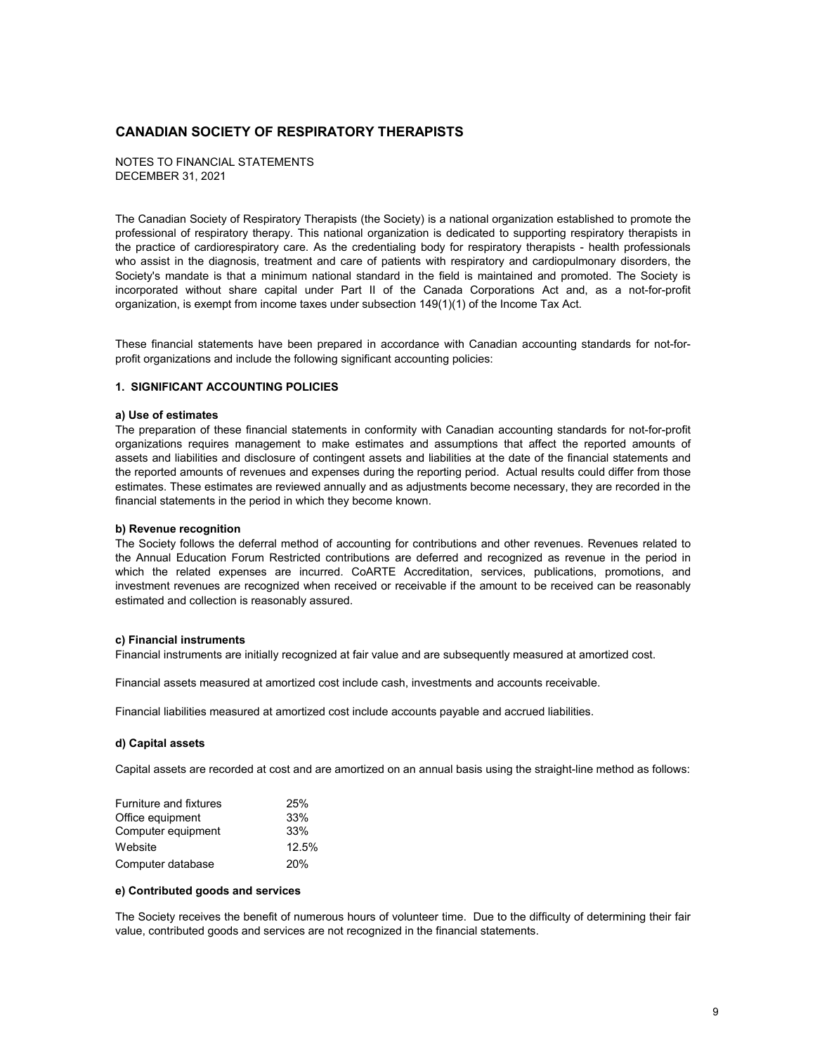## CANADIAN SOCIETY OF RESPIRATORY THERAPISTS

NOTES TO FINANCIAL STATEMENTS
DECEMBER 31, 2021

The Canadian Society of Respiratory Therapists (the Society) is a national organization established to promote the professional of respiratory therapy. This national organization is dedicated to supporting respiratory therapists in the practice of cardiorespiratory care. As the credentialing body for respiratory therapists - health professionals who assist in the diagnosis, treatment and care of patients with respiratory and cardiopulmonary disorders, the Society's mandate is that a minimum national standard in the field is maintained and promoted. The Society is incorporated without share capital under Part II of the Canada Corporations Act and, as a not-for-profit organization, is exempt from income taxes under subsection 149(1)(1) of the Income Tax Act.

These financial statements have been prepared in accordance with Canadian accounting standards for not-for-profit organizations and include the following significant accounting policies:

### 1. SIGNIFICANT ACCOUNTING POLICIES

**a) Use of estimates**

The preparation of these financial statements in conformity with Canadian accounting standards for not-for-profit organizations requires management to make estimates and assumptions that affect the reported amounts of assets and liabilities and disclosure of contingent assets and liabilities at the date of the financial statements and the reported amounts of revenues and expenses during the reporting period. Actual results could differ from those estimates. These estimates are reviewed annually and as adjustments become necessary, they are recorded in the financial statements in the period in which they become known.

**b) Revenue recognition**

The Society follows the deferral method of accounting for contributions and other revenues. Revenues related to the Annual Education Forum Restricted contributions are deferred and recognized as revenue in the period in which the related expenses are incurred. CoARTE Accreditation, services, publications, promotions, and investment revenues are recognized when received or receivable if the amount to be received can be reasonably estimated and collection is reasonably assured.

**c) Financial instruments**

Financial instruments are initially recognized at fair value and are subsequently measured at amortized cost.

Financial assets measured at amortized cost include cash, investments and accounts receivable.

Financial liabilities measured at amortized cost include accounts payable and accrued liabilities.

**d) Capital assets**

Capital assets are recorded at cost and are amortized on an annual basis using the straight-line method as follows:

| | |
|---|---|
| Furniture and fixtures | 25% |
| Office equipment | 33% |
| Computer equipment | 33% |
| Website | 12.5% |
| Computer database | 20% |

**e) Contributed goods and services**

The Society receives the benefit of numerous hours of volunteer time. Due to the difficulty of determining their fair value, contributed goods and services are not recognized in the financial statements.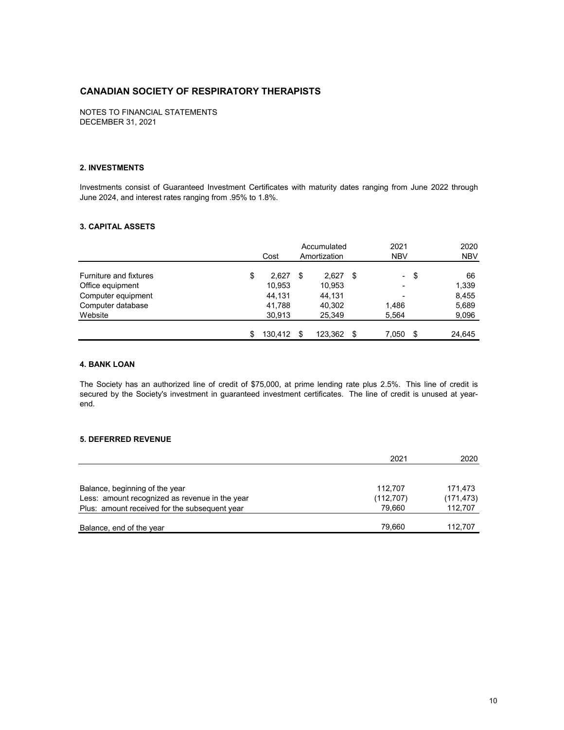# CANADIAN SOCIETY OF RESPIRATORY THERAPISTS

NOTES TO FINANCIAL STATEMENTS
DECEMBER 31, 2021

### 2. INVESTMENTS

Investments consist of Guaranteed Investment Certificates with maturity dates ranging from June 2022 through June 2024, and interest rates ranging from .95% to 1.8%.

### 3. CAPITAL ASSETS

| | Cost | Accumulated Amortization | 2021 NBV | 2020 NBV |
|---|---|---|---|---|
| Furniture and fixtures | $ 2,627 | $ 2,627 | $ - | $ 66 |
| Office equipment | 10,953 | 10,953 | - | 1,339 |
| Computer equipment | 44,131 | 44,131 | - | 8,455 |
| Computer database | 41,788 | 40,302 | 1,486 | 5,689 |
| Website | 30,913 | 25,349 | 5,564 | 9,096 |
| | $ 130,412 | $ 123,362 | $ 7,050 | $ 24,645 |

### 4. BANK LOAN

The Society has an authorized line of credit of $75,000, at prime lending rate plus 2.5%. This line of credit is secured by the Society's investment in guaranteed investment certificates. The line of credit is unused at year-end.

### 5. DEFERRED REVENUE

| | 2021 | 2020 |
|---|---|---|
| Balance, beginning of the year | 112,707 | 171,473 |
| Less: amount recognized as revenue in the year | (112,707) | (171,473) |
| Plus: amount received for the subsequent year | 79,660 | 112,707 |
| Balance, end of the year | 79,660 | 112,707 |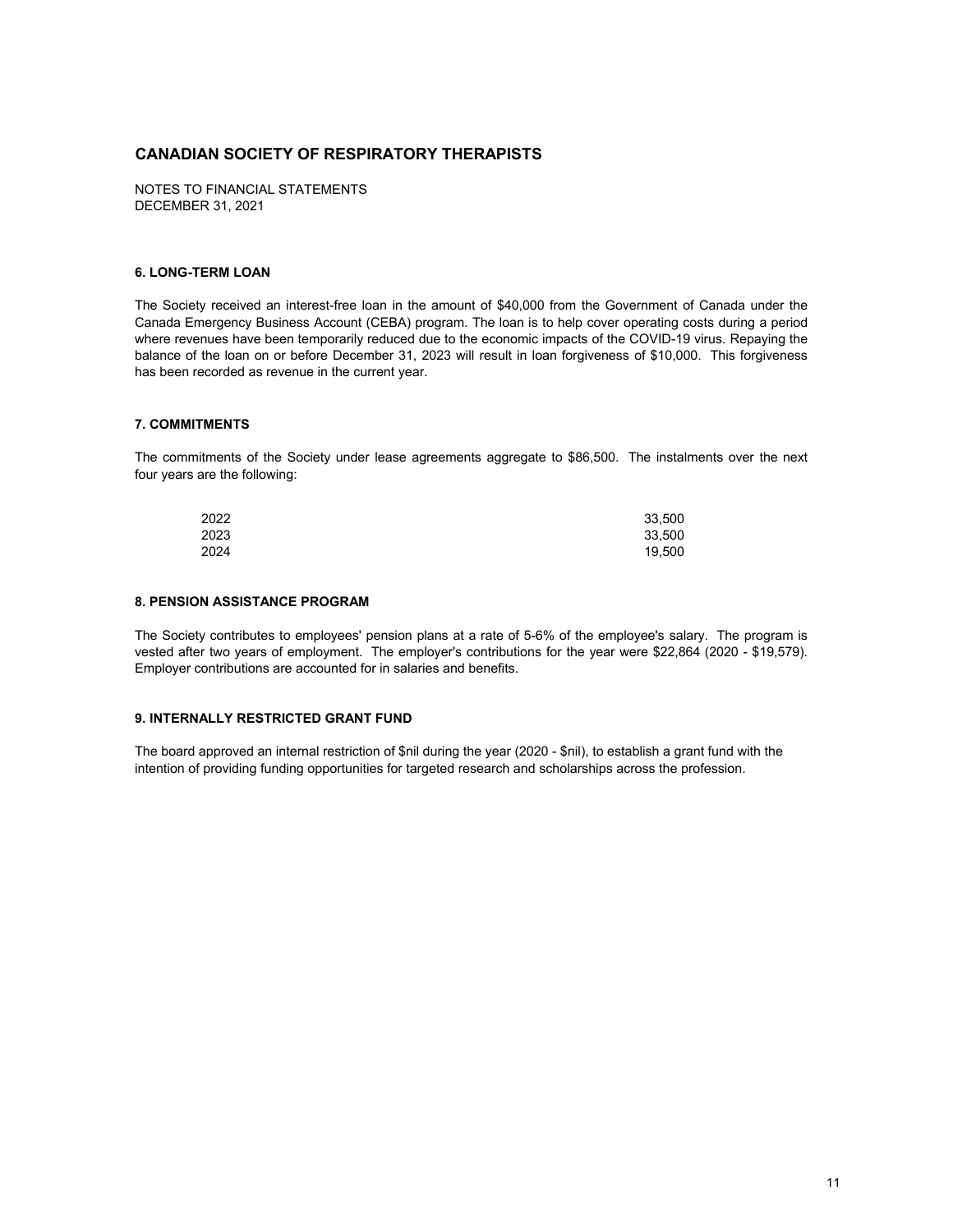## CANADIAN SOCIETY OF RESPIRATORY THERAPISTS

NOTES TO FINANCIAL STATEMENTS
DECEMBER 31, 2021

### 6. LONG-TERM LOAN

The Society received an interest-free loan in the amount of $40,000 from the Government of Canada under the Canada Emergency Business Account (CEBA) program. The loan is to help cover operating costs during a period where revenues have been temporarily reduced due to the economic impacts of the COVID-19 virus. Repaying the balance of the loan on or before December 31, 2023 will result in loan forgiveness of $10,000. This forgiveness has been recorded as revenue in the current year.

### 7. COMMITMENTS

The commitments of the Society under lease agreements aggregate to $86,500. The instalments over the next four years are the following:

| | |
|---|---|
| 2022 | 33,500 |
| 2023 | 33,500 |
| 2024 | 19,500 |

### 8. PENSION ASSISTANCE PROGRAM

The Society contributes to employees' pension plans at a rate of 5-6% of the employee's salary. The program is vested after two years of employment. The employer's contributions for the year were $22,864 (2020 - $19,579). Employer contributions are accounted for in salaries and benefits.

### 9. INTERNALLY RESTRICTED GRANT FUND

The board approved an internal restriction of $nil during the year (2020 - $nil), to establish a grant fund with the intention of providing funding opportunities for targeted research and scholarships across the profession.